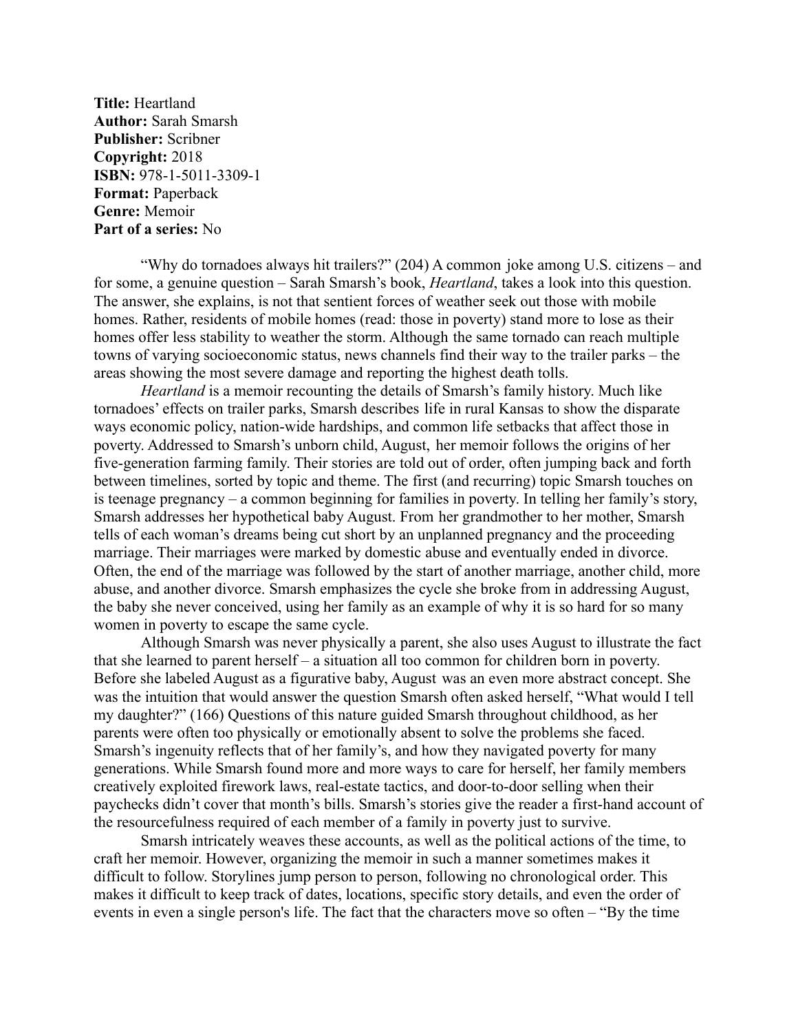**Title:** Heartland
**Author:** Sarah Smarsh
**Publisher:** Scribner
**Copyright:** 2018
**ISBN:** 978-1-5011-3309-1
**Format:** Paperback
**Genre:** Memoir
**Part of a series:** No

"Why do tornadoes always hit trailers?" (204) A common joke among U.S. citizens – and for some, a genuine question – Sarah Smarsh's book, *Heartland*, takes a look into this question. The answer, she explains, is not that sentient forces of weather seek out those with mobile homes. Rather, residents of mobile homes (read: those in poverty) stand more to lose as their homes offer less stability to weather the storm. Although the same tornado can reach multiple towns of varying socioeconomic status, news channels find their way to the trailer parks – the areas showing the most severe damage and reporting the highest death tolls.

*Heartland* is a memoir recounting the details of Smarsh's family history. Much like tornadoes' effects on trailer parks, Smarsh describes life in rural Kansas to show the disparate ways economic policy, nation-wide hardships, and common life setbacks that affect those in poverty. Addressed to Smarsh's unborn child, August, her memoir follows the origins of her five-generation farming family. Their stories are told out of order, often jumping back and forth between timelines, sorted by topic and theme. The first (and recurring) topic Smarsh touches on is teenage pregnancy – a common beginning for families in poverty. In telling her family's story, Smarsh addresses her hypothetical baby August. From her grandmother to her mother, Smarsh tells of each woman's dreams being cut short by an unplanned pregnancy and the proceeding marriage. Their marriages were marked by domestic abuse and eventually ended in divorce. Often, the end of the marriage was followed by the start of another marriage, another child, more abuse, and another divorce. Smarsh emphasizes the cycle she broke from in addressing August, the baby she never conceived, using her family as an example of why it is so hard for so many women in poverty to escape the same cycle.

Although Smarsh was never physically a parent, she also uses August to illustrate the fact that she learned to parent herself – a situation all too common for children born in poverty. Before she labeled August as a figurative baby, August was an even more abstract concept. She was the intuition that would answer the question Smarsh often asked herself, "What would I tell my daughter?" (166) Questions of this nature guided Smarsh throughout childhood, as her parents were often too physically or emotionally absent to solve the problems she faced. Smarsh's ingenuity reflects that of her family's, and how they navigated poverty for many generations. While Smarsh found more and more ways to care for herself, her family members creatively exploited firework laws, real-estate tactics, and door-to-door selling when their paychecks didn't cover that month's bills. Smarsh's stories give the reader a first-hand account of the resourcefulness required of each member of a family in poverty just to survive.

Smarsh intricately weaves these accounts, as well as the political actions of the time, to craft her memoir. However, organizing the memoir in such a manner sometimes makes it difficult to follow. Storylines jump person to person, following no chronological order. This makes it difficult to keep track of dates, locations, specific story details, and even the order of events in even a single person's life. The fact that the characters move so often – "By the time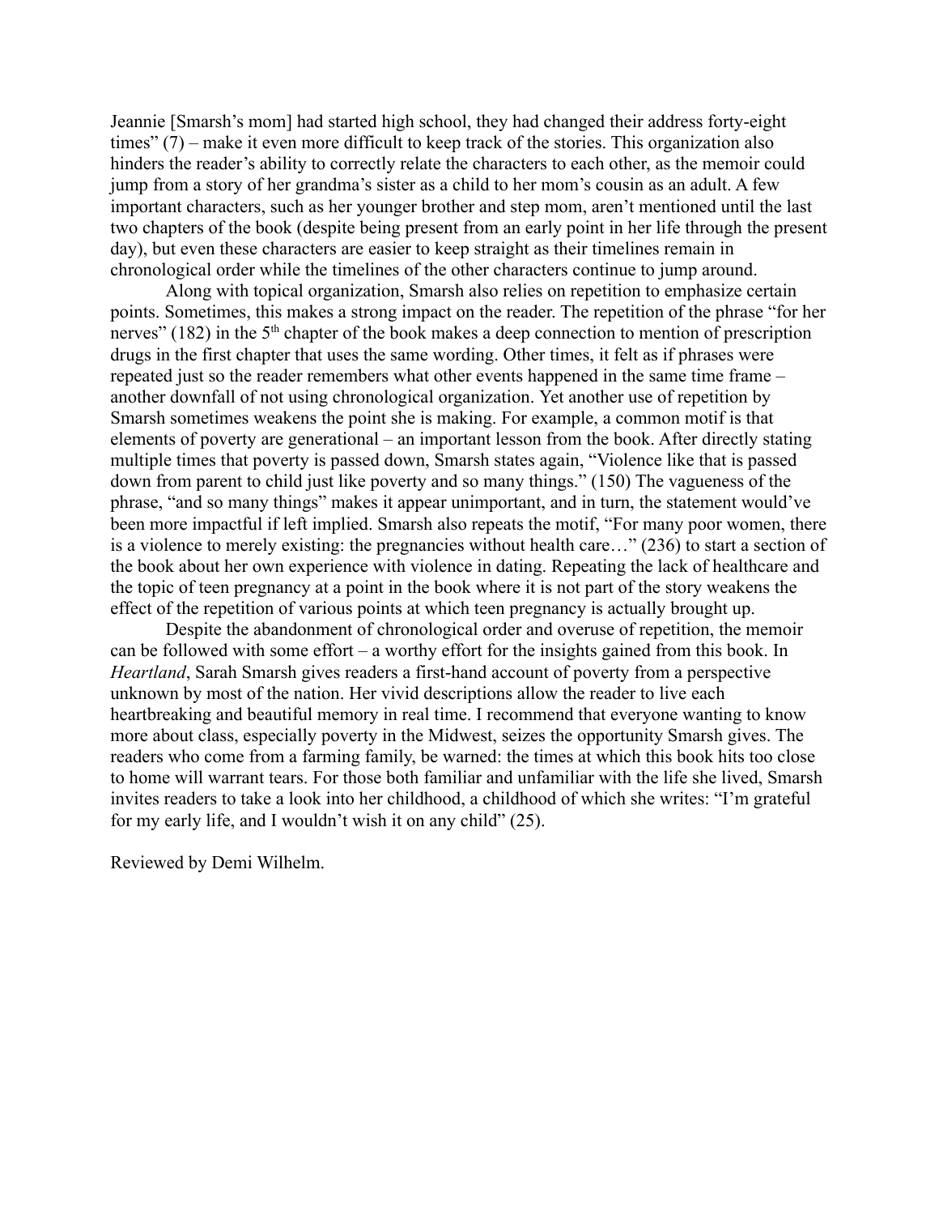Jeannie [Smarsh's mom] had started high school, they had changed their address forty-eight times" (7) – make it even more difficult to keep track of the stories. This organization also hinders the reader's ability to correctly relate the characters to each other, as the memoir could jump from a story of her grandma's sister as a child to her mom's cousin as an adult. A few important characters, such as her younger brother and step mom, aren't mentioned until the last two chapters of the book (despite being present from an early point in her life through the present day), but even these characters are easier to keep straight as their timelines remain in chronological order while the timelines of the other characters continue to jump around.

Along with topical organization, Smarsh also relies on repetition to emphasize certain points. Sometimes, this makes a strong impact on the reader. The repetition of the phrase "for her nerves" (182) in the 5th chapter of the book makes a deep connection to mention of prescription drugs in the first chapter that uses the same wording. Other times, it felt as if phrases were repeated just so the reader remembers what other events happened in the same time frame – another downfall of not using chronological organization. Yet another use of repetition by Smarsh sometimes weakens the point she is making. For example, a common motif is that elements of poverty are generational – an important lesson from the book. After directly stating multiple times that poverty is passed down, Smarsh states again, "Violence like that is passed down from parent to child just like poverty and so many things." (150) The vagueness of the phrase, "and so many things" makes it appear unimportant, and in turn, the statement would've been more impactful if left implied. Smarsh also repeats the motif, "For many poor women, there is a violence to merely existing: the pregnancies without health care…" (236) to start a section of the book about her own experience with violence in dating. Repeating the lack of healthcare and the topic of teen pregnancy at a point in the book where it is not part of the story weakens the effect of the repetition of various points at which teen pregnancy is actually brought up.

Despite the abandonment of chronological order and overuse of repetition, the memoir can be followed with some effort – a worthy effort for the insights gained from this book. In *Heartland*, Sarah Smarsh gives readers a first-hand account of poverty from a perspective unknown by most of the nation. Her vivid descriptions allow the reader to live each heartbreaking and beautiful memory in real time. I recommend that everyone wanting to know more about class, especially poverty in the Midwest, seizes the opportunity Smarsh gives. The readers who come from a farming family, be warned: the times at which this book hits too close to home will warrant tears. For those both familiar and unfamiliar with the life she lived, Smarsh invites readers to take a look into her childhood, a childhood of which she writes: "I'm grateful for my early life, and I wouldn't wish it on any child" (25).

Reviewed by Demi Wilhelm.